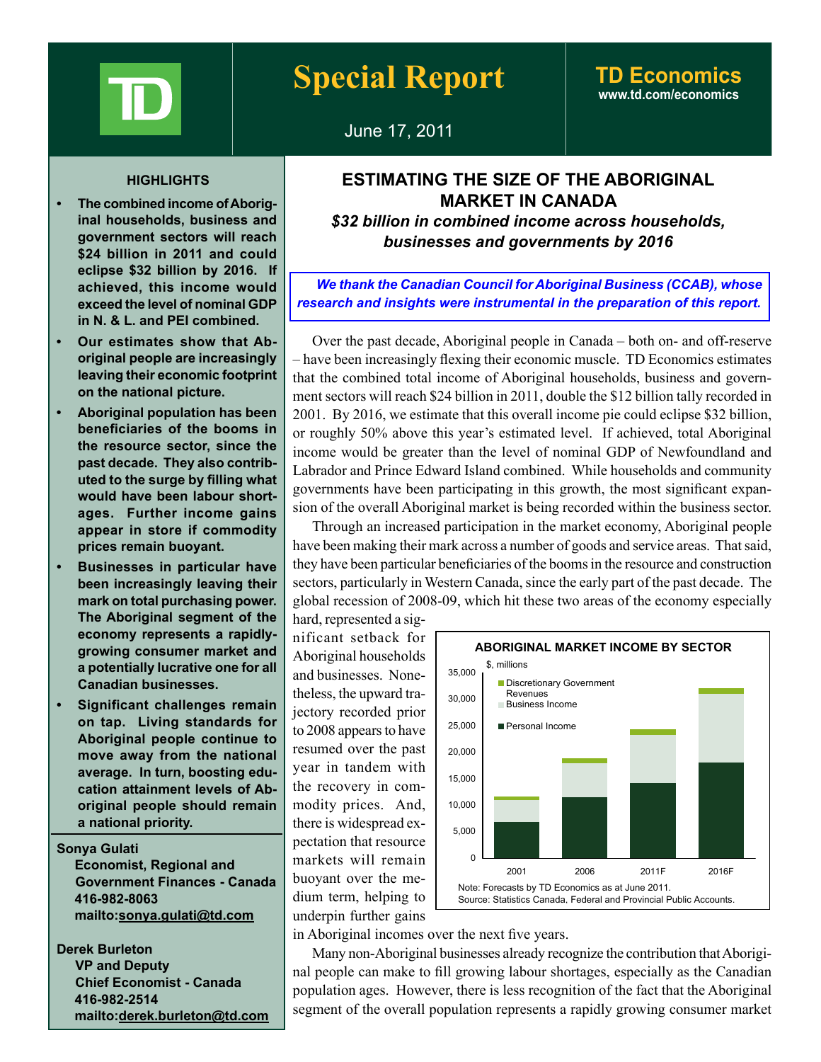# Special Report

**TD Economics**
www.td.com/economics

June 17, 2011

## ESTIMATING THE SIZE OF THE ABORIGINAL MARKET IN CANADA

***$32 billion in combined income across households, businesses and governments by 2016***

***We thank the Canadian Council for Aboriginal Business (CCAB), whose research and insights were instrumental in the preparation of this report.***

### HIGHLIGHTS

- **The combined income of Aboriginal households, business and government sectors will reach $24 billion in 2011 and could eclipse $32 billion by 2016. If achieved, this income would exceed the level of nominal GDP in N. & L. and PEI combined.**
- **Our estimates show that Aboriginal people are increasingly leaving their economic footprint on the national picture.**
- **Aboriginal population has been beneficiaries of the booms in the resource sector, since the past decade. They also contributed to the surge by filling what would have been labour shortages. Further income gains appear in store if commodity prices remain buoyant.**
- **Businesses in particular have been increasingly leaving their mark on total purchasing power. The Aboriginal segment of the economy represents a rapidly-growing consumer market and a potentially lucrative one for all Canadian businesses.**
- **Significant challenges remain on tap. Living standards for Aboriginal people continue to move away from the national average. In turn, boosting education attainment levels of Aboriginal people should remain a national priority.**

**Sonya Gulati**
**Economist, Regional and Government Finances - Canada**
**416-982-8063**
**mailto:sonya.gulati@td.com**

**Derek Burleton**
**VP and Deputy Chief Economist - Canada**
**416-982-2514**
**mailto:derek.burleton@td.com**

Over the past decade, Aboriginal people in Canada – both on- and off-reserve – have been increasingly flexing their economic muscle. TD Economics estimates that the combined total income of Aboriginal households, business and government sectors will reach $24 billion in 2011, double the $12 billion tally recorded in 2001. By 2016, we estimate that this overall income pie could eclipse $32 billion, or roughly 50% above this year's estimated level. If achieved, total Aboriginal income would be greater than the level of nominal GDP of Newfoundland and Labrador and Prince Edward Island combined. While households and community governments have been participating in this growth, the most significant expansion of the overall Aboriginal market is being recorded within the business sector.

Through an increased participation in the market economy, Aboriginal people have been making their mark across a number of goods and service areas. That said, they have been particular beneficiaries of the booms in the resource and construction sectors, particularly in Western Canada, since the early part of the past decade. The global recession of 2008-09, which hit these two areas of the economy especially hard, represented a significant setback for Aboriginal households and businesses. Nonetheless, the upward trajectory recorded prior to 2008 appears to have resumed over the past year in tandem with the recovery in commodity prices. And, there is widespread expectation that resource markets will remain buoyant over the medium term, helping to underpin further gains in Aboriginal incomes over the next five years.

**ABORIGINAL MARKET INCOME BY SECTOR**

$, millions

Legend: Discretionary Government Revenues; Business Income; Personal Income

Years: 2001, 2006, 2011F, 2016F

Note: Forecasts by TD Economics as at June 2011.
Source: Statistics Canada, Federal and Provincial Public Accounts.

Many non-Aboriginal businesses already recognize the contribution that Aboriginal people can make to fill growing labour shortages, especially as the Canadian population ages. However, there is less recognition of the fact that the Aboriginal segment of the overall population represents a rapidly growing consumer market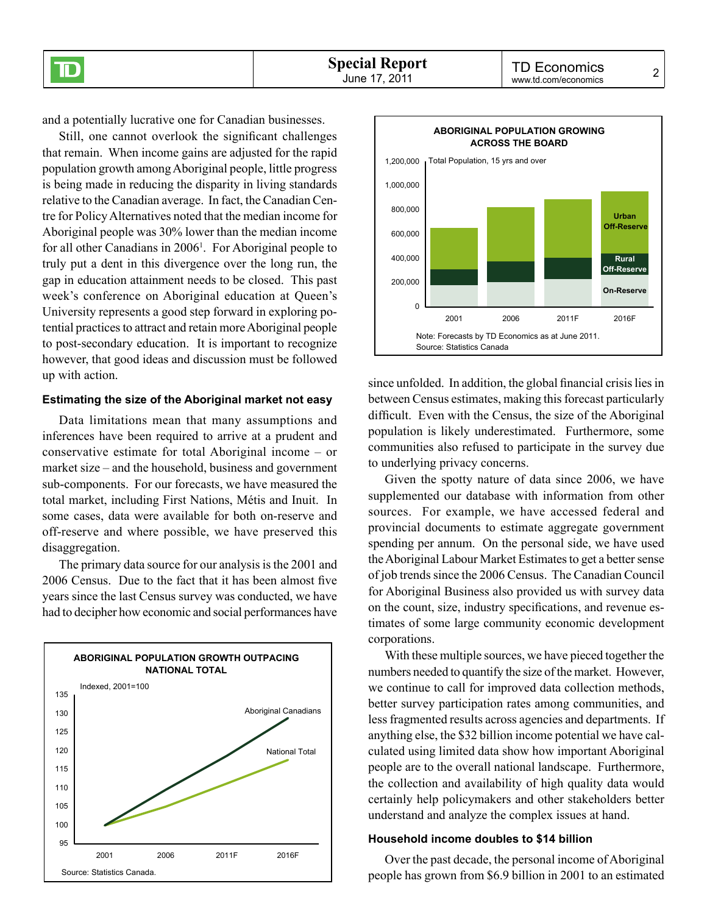and a potentially lucrative one for Canadian businesses.

Still, one cannot overlook the significant challenges that remain. When income gains are adjusted for the rapid population growth among Aboriginal people, little progress is being made in reducing the disparity in living standards relative to the Canadian average. In fact, the Canadian Centre for Policy Alternatives noted that the median income for Aboriginal people was 30% lower than the median income for all other Canadians in 2006[1]. For Aboriginal people to truly put a dent in this divergence over the long run, the gap in education attainment needs to be closed. This past week's conference on Aboriginal education at Queen's University represents a good step forward in exploring potential practices to attract and retain more Aboriginal people to post-secondary education. It is important to recognize however, that good ideas and discussion must be followed up with action.

### Estimating the size of the Aboriginal market not easy

Data limitations mean that many assumptions and inferences have been required to arrive at a prudent and conservative estimate for total Aboriginal income – or market size – and the household, business and government sub-components. For our forecasts, we have measured the total market, including First Nations, Métis and Inuit. In some cases, data were available for both on-reserve and off-reserve and where possible, we have preserved this disaggregation.

The primary data source for our analysis is the 2001 and 2006 Census. Due to the fact that it has been almost five years since the last Census survey was conducted, we have had to decipher how economic and social performances have since unfolded. In addition, the global financial crisis lies in between Census estimates, making this forecast particularly difficult. Even with the Census, the size of the Aboriginal population is likely underestimated. Furthermore, some communities also refused to participate in the survey due to underlying privacy concerns.

Given the spotty nature of data since 2006, we have supplemented our database with information from other sources. For example, we have accessed federal and provincial documents to estimate aggregate government spending per annum. On the personal side, we have used the Aboriginal Labour Market Estimates to get a better sense of job trends since the 2006 Census. The Canadian Council for Aboriginal Business also provided us with survey data on the count, size, industry specifications, and revenue estimates of some large community economic development corporations.

With these multiple sources, we have pieced together the numbers needed to quantify the size of the market. However, we continue to call for improved data collection methods, better survey participation rates among communities, and less fragmented results across agencies and departments. If anything else, the $32 billion income potential we have calculated using limited data show how important Aboriginal people are to the overall national landscape. Furthermore, the collection and availability of high quality data would certainly help policymakers and other stakeholders better understand and analyze the complex issues at hand.

**ABORIGINAL POPULATION GROWTH OUTPACING NATIONAL TOTAL**

Indexed, 2001=100

Source: Statistics Canada.

**ABORIGINAL POPULATION GROWING ACROSS THE BOARD**

Total Population, 15 yrs and over

Note: Forecasts by TD Economics as at June 2011.
Source: Statistics Canada

### Household income doubles to $14 billion

Over the past decade, the personal income of Aboriginal people has grown from $6.9 billion in 2001 to an estimated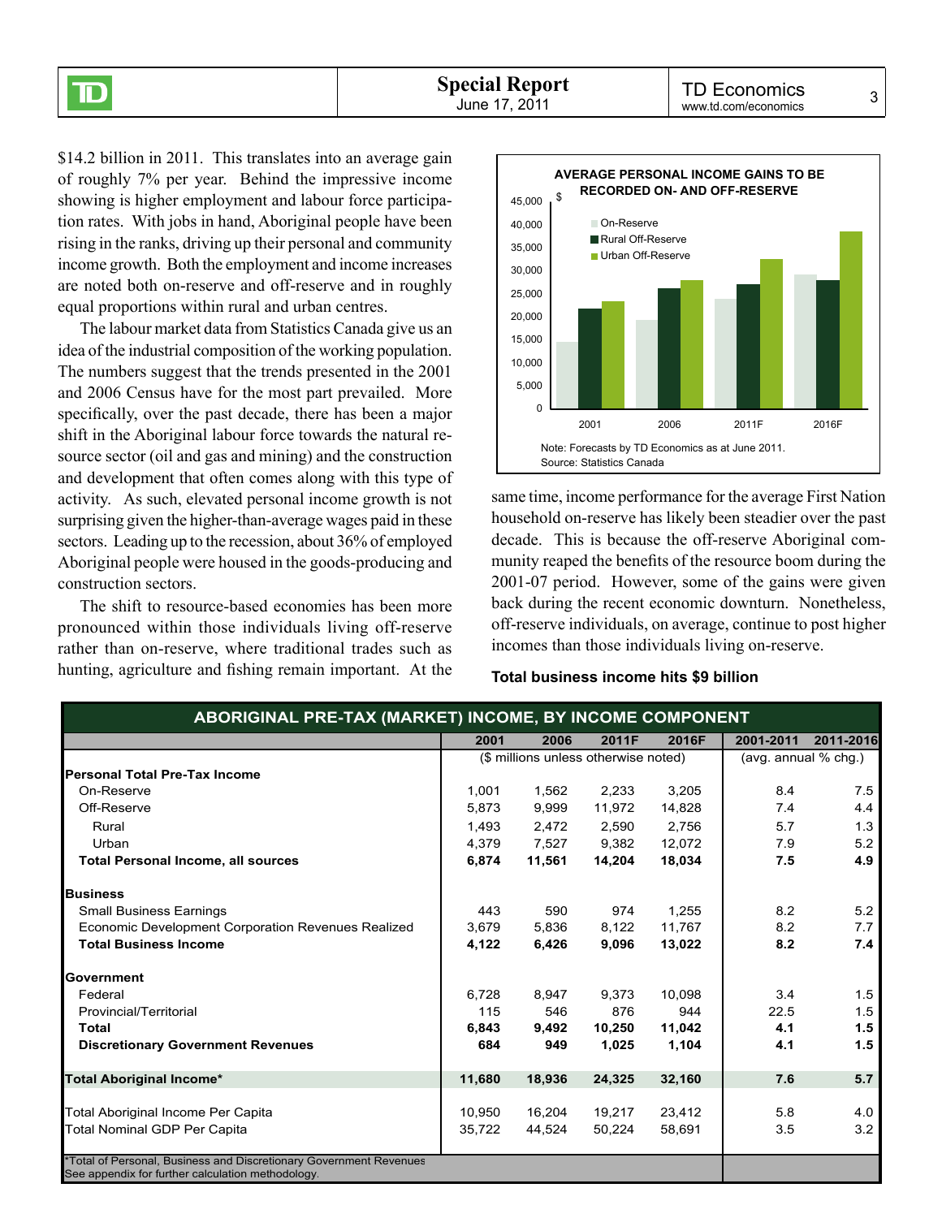$14.2 billion in 2011. This translates into an average gain of roughly 7% per year. Behind the impressive income showing is higher employment and labour force participation rates. With jobs in hand, Aboriginal people have been rising in the ranks, driving up their personal and community income growth. Both the employment and income increases are noted both on-reserve and off-reserve and in roughly equal proportions within rural and urban centres.

The labour market data from Statistics Canada give us an idea of the industrial composition of the working population. The numbers suggest that the trends presented in the 2001 and 2006 Census have for the most part prevailed. More specifically, over the past decade, there has been a major shift in the Aboriginal labour force towards the natural resource sector (oil and gas and mining) and the construction and development that often comes along with this type of activity. As such, elevated personal income growth is not surprising given the higher-than-average wages paid in these sectors. Leading up to the recession, about 36% of employed Aboriginal people were housed in the goods-producing and construction sectors.

The shift to resource-based economies has been more pronounced within those individuals living off-reserve rather than on-reserve, where traditional trades such as hunting, agriculture and fishing remain important. At the same time, income performance for the average First Nation household on-reserve has likely been steadier over the past decade. This is because the off-reserve Aboriginal community reaped the benefits of the resource boom during the 2001-07 period. However, some of the gains were given back during the recent economic downturn. Nonetheless, off-reserve individuals, on average, continue to post higher incomes than those individuals living on-reserve.

**AVERAGE PERSONAL INCOME GAINS TO BE RECORDED ON- AND OFF-RESERVE**

Note: Forecasts by TD Economics as at June 2011.
Source: Statistics Canada

### Total business income hits $9 billion

**ABORIGINAL PRE-TAX (MARKET) INCOME, BY INCOME COMPONENT**

| | 2001 | 2006 | 2011F | 2016F | 2001-2011 | 2011-2016 |
|---|---|---|---|---|---|---|
| | ($ millions unless otherwise noted) | | | | (avg. annual % chg.) | |
| **Personal Total Pre-Tax Income** | | | | | | |
| On-Reserve | 1,001 | 1,562 | 2,233 | 3,205 | 8.4 | 7.5 |
| Off-Reserve | 5,873 | 9,999 | 11,972 | 14,828 | 7.4 | 4.4 |
| Rural | 1,493 | 2,472 | 2,590 | 2,756 | 5.7 | 1.3 |
| Urban | 4,379 | 7,527 | 9,382 | 12,072 | 7.9 | 5.2 |
| **Total Personal Income, all sources** | **6,874** | **11,561** | **14,204** | **18,034** | **7.5** | **4.9** |
| **Business** | | | | | | |
| Small Business Earnings | 443 | 590 | 974 | 1,255 | 8.2 | 5.2 |
| Economic Development Corporation Revenues Realized | 3,679 | 5,836 | 8,122 | 11,767 | 8.2 | 7.7 |
| **Total Business Income** | **4,122** | **6,426** | **9,096** | **13,022** | **8.2** | **7.4** |
| **Government** | | | | | | |
| Federal | 6,728 | 8,947 | 9,373 | 10,098 | 3.4 | 1.5 |
| Provincial/Territorial | 115 | 546 | 876 | 944 | 22.5 | 1.5 |
| **Total** | **6,843** | **9,492** | **10,250** | **11,042** | **4.1** | **1.5** |
| **Discretionary Government Revenues** | **684** | **949** | **1,025** | **1,104** | **4.1** | **1.5** |
| **Total Aboriginal Income*** | **11,680** | **18,936** | **24,325** | **32,160** | **7.6** | **5.7** |
| Total Aboriginal Income Per Capita | 10,950 | 16,204 | 19,217 | 23,412 | 5.8 | 4.0 |
| Total Nominal GDP Per Capita | 35,722 | 44,524 | 50,224 | 58,691 | 3.5 | 3.2 |

*Total of Personal, Business and Discretionary Government Revenues
See appendix for further calculation methodology.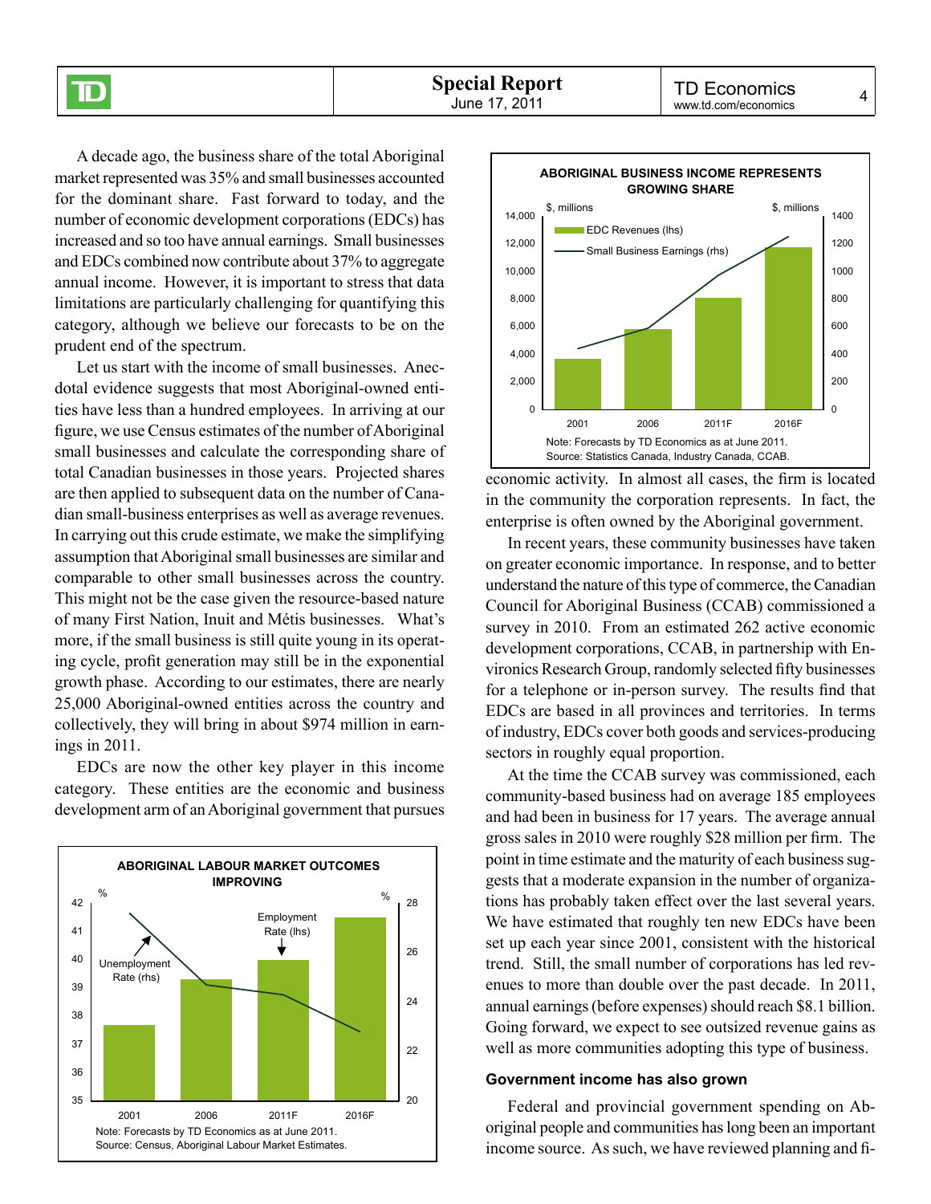A decade ago, the business share of the total Aboriginal market represented was 35% and small businesses accounted for the dominant share. Fast forward to today, and the number of economic development corporations (EDCs) has increased and so too have annual earnings. Small businesses and EDCs combined now contribute about 37% to aggregate annual income. However, it is important to stress that data limitations are particularly challenging for quantifying this category, although we believe our forecasts to be on the prudent end of the spectrum.

Let us start with the income of small businesses. Anecdotal evidence suggests that most Aboriginal-owned entities have less than a hundred employees. In arriving at our figure, we use Census estimates of the number of Aboriginal small businesses and calculate the corresponding share of total Canadian businesses in those years. Projected shares are then applied to subsequent data on the number of Canadian small-business enterprises as well as average revenues. In carrying out this crude estimate, we make the simplifying assumption that Aboriginal small businesses are similar and comparable to other small businesses across the country. This might not be the case given the resource-based nature of many First Nation, Inuit and Métis businesses. What's more, if the small business is still quite young in its operating cycle, profit generation may still be in the exponential growth phase. According to our estimates, there are nearly 25,000 Aboriginal-owned entities across the country and collectively, they will bring in about $974 million in earnings in 2011.

EDCs are now the other key player in this income category. These entities are the economic and business development arm of an Aboriginal government that pursues economic activity. In almost all cases, the firm is located in the community the corporation represents. In fact, the enterprise is often owned by the Aboriginal government.

In recent years, these community businesses have taken on greater economic importance. In response, and to better understand the nature of this type of commerce, the Canadian Council for Aboriginal Business (CCAB) commissioned a survey in 2010. From an estimated 262 active economic development corporations, CCAB, in partnership with Environics Research Group, randomly selected fifty businesses for a telephone or in-person survey. The results find that EDCs are based in all provinces and territories. In terms of industry, EDCs cover both goods and services-producing sectors in roughly equal proportion.

At the time the CCAB survey was commissioned, each community-based business had on average 185 employees and had been in business for 17 years. The average annual gross sales in 2010 were roughly $28 million per firm. The point in time estimate and the maturity of each business suggests that a moderate expansion in the number of organizations has probably taken effect over the last several years. We have estimated that roughly ten new EDCs have been set up each year since 2001, consistent with the historical trend. Still, the small number of corporations has led revenues to more than double over the past decade. In 2011, annual earnings (before expenses) should reach $8.1 billion. Going forward, we expect to see outsized revenue gains as well as more communities adopting this type of business.

**ABORIGINAL LABOUR MARKET OUTCOMES IMPROVING**

Chart: Employment Rate (lhs, %) bars and Unemployment Rate (rhs, %) line for 2001, 2006, 2011F, 2016F.

Note: Forecasts by TD Economics as at June 2011.
Source: Census, Aboriginal Labour Market Estimates.

**ABORIGINAL BUSINESS INCOME REPRESENTS GROWING SHARE**

Chart: EDC Revenues (lhs, $ millions) bars and Small Business Earnings (rhs, $ millions) line for 2001, 2006, 2011F, 2016F.

Note: Forecasts by TD Economics as at June 2011.
Source: Statistics Canada, Industry Canada, CCAB.

### Government income has also grown

Federal and provincial government spending on Aboriginal people and communities has long been an important income source. As such, we have reviewed planning and fi-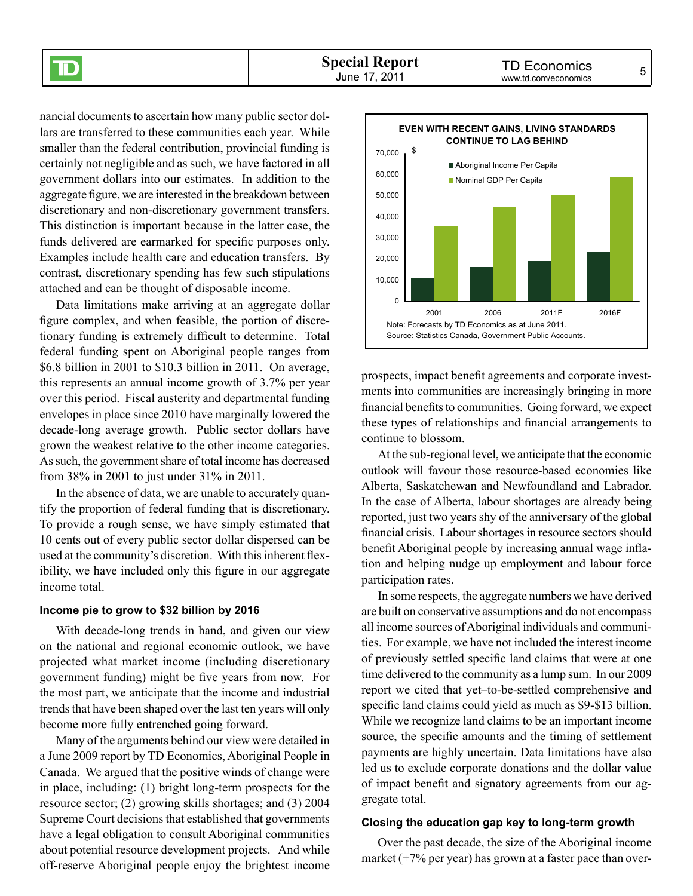nancial documents to ascertain how many public sector dollars are transferred to these communities each year. While smaller than the federal contribution, provincial funding is certainly not negligible and as such, we have factored in all government dollars into our estimates. In addition to the aggregate figure, we are interested in the breakdown between discretionary and non-discretionary government transfers. This distinction is important because in the latter case, the funds delivered are earmarked for specific purposes only. Examples include health care and education transfers. By contrast, discretionary spending has few such stipulations attached and can be thought of disposable income.

Data limitations make arriving at an aggregate dollar figure complex, and when feasible, the portion of discretionary funding is extremely difficult to determine. Total federal funding spent on Aboriginal people ranges from $6.8 billion in 2001 to $10.3 billion in 2011. On average, this represents an annual income growth of 3.7% per year over this period. Fiscal austerity and departmental funding envelopes in place since 2010 have marginally lowered the decade-long average growth. Public sector dollars have grown the weakest relative to the other income categories. As such, the government share of total income has decreased from 38% in 2001 to just under 31% in 2011.

In the absence of data, we are unable to accurately quantify the proportion of federal funding that is discretionary. To provide a rough sense, we have simply estimated that 10 cents out of every public sector dollar dispersed can be used at the community's discretion. With this inherent flexibility, we have included only this figure in our aggregate income total.

**EVEN WITH RECENT GAINS, LIVING STANDARDS CONTINUE TO LAG BEHIND**

Note: Forecasts by TD Economics as at June 2011.
Source: Statistics Canada, Government Public Accounts.

### Income pie to grow to $32 billion by 2016

With decade-long trends in hand, and given our view on the national and regional economic outlook, we have projected what market income (including discretionary government funding) might be five years from now. For the most part, we anticipate that the income and industrial trends that have been shaped over the last ten years will only become more fully entrenched going forward.

Many of the arguments behind our view were detailed in a June 2009 report by TD Economics, Aboriginal People in Canada. We argued that the positive winds of change were in place, including: (1) bright long-term prospects for the resource sector; (2) growing skills shortages; and (3) 2004 Supreme Court decisions that established that governments have a legal obligation to consult Aboriginal communities about potential resource development projects. And while off-reserve Aboriginal people enjoy the brightest income prospects, impact benefit agreements and corporate investments into communities are increasingly bringing in more financial benefits to communities. Going forward, we expect these types of relationships and financial arrangements to continue to blossom.

At the sub-regional level, we anticipate that the economic outlook will favour those resource-based economies like Alberta, Saskatchewan and Newfoundland and Labrador. In the case of Alberta, labour shortages are already being reported, just two years shy of the anniversary of the global financial crisis. Labour shortages in resource sectors should benefit Aboriginal people by increasing annual wage inflation and helping nudge up employment and labour force participation rates.

In some respects, the aggregate numbers we have derived are built on conservative assumptions and do not encompass all income sources of Aboriginal individuals and communities. For example, we have not included the interest income of previously settled specific land claims that were at one time delivered to the community as a lump sum. In our 2009 report we cited that yet–to-be-settled comprehensive and specific land claims could yield as much as $9-$13 billion. While we recognize land claims to be an important income source, the specific amounts and the timing of settlement payments are highly uncertain. Data limitations have also led us to exclude corporate donations and the dollar value of impact benefit and signatory agreements from our aggregate total.

### Closing the education gap key to long-term growth

Over the past decade, the size of the Aboriginal income market (+7% per year) has grown at a faster pace than over-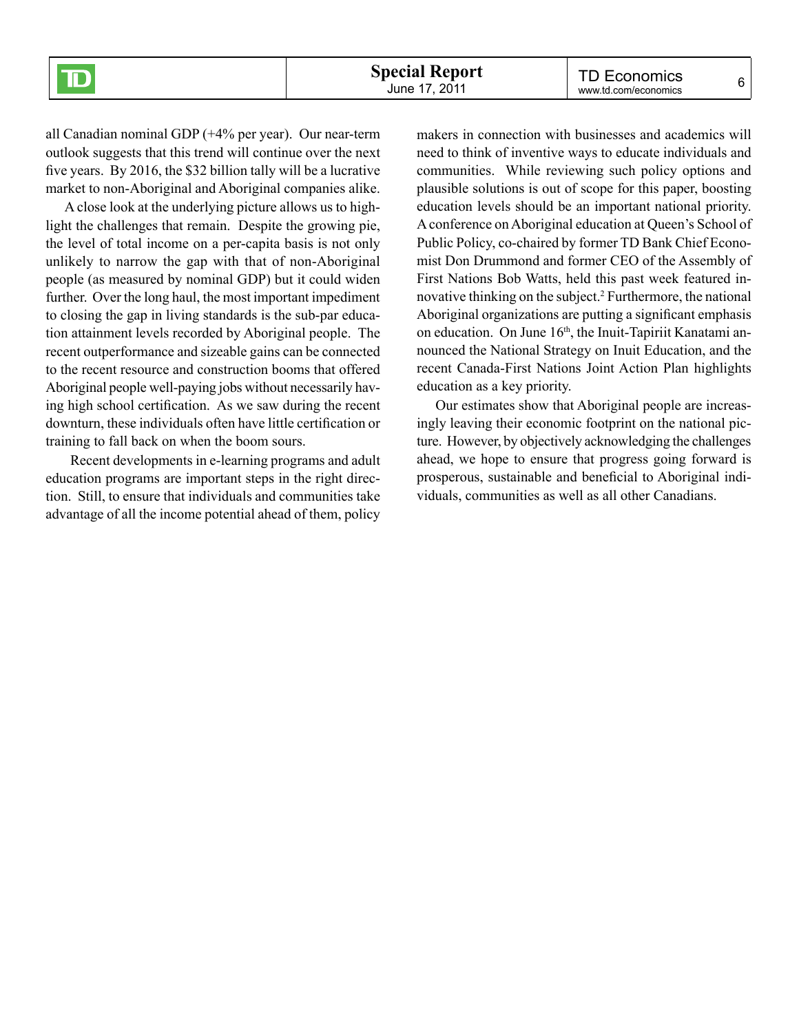all Canadian nominal GDP (+4% per year). Our near-term outlook suggests that this trend will continue over the next five years. By 2016, the $32 billion tally will be a lucrative market to non-Aboriginal and Aboriginal companies alike.

A close look at the underlying picture allows us to highlight the challenges that remain. Despite the growing pie, the level of total income on a per-capita basis is not only unlikely to narrow the gap with that of non-Aboriginal people (as measured by nominal GDP) but it could widen further. Over the long haul, the most important impediment to closing the gap in living standards is the sub-par education attainment levels recorded by Aboriginal people. The recent outperformance and sizeable gains can be connected to the recent resource and construction booms that offered Aboriginal people well-paying jobs without necessarily having high school certification. As we saw during the recent downturn, these individuals often have little certification or training to fall back on when the boom sours.

Recent developments in e-learning programs and adult education programs are important steps in the right direction. Still, to ensure that individuals and communities take advantage of all the income potential ahead of them, policy makers in connection with businesses and academics will need to think of inventive ways to educate individuals and communities. While reviewing such policy options and plausible solutions is out of scope for this paper, boosting education levels should be an important national priority. A conference on Aboriginal education at Queen's School of Public Policy, co-chaired by former TD Bank Chief Economist Don Drummond and former CEO of the Assembly of First Nations Bob Watts, held this past week featured innovative thinking on the subject.[2] Furthermore, the national Aboriginal organizations are putting a significant emphasis on education. On June 16th, the Inuit-Tapiriit Kanatami announced the National Strategy on Inuit Education, and the recent Canada-First Nations Joint Action Plan highlights education as a key priority.

Our estimates show that Aboriginal people are increasingly leaving their economic footprint on the national picture. However, by objectively acknowledging the challenges ahead, we hope to ensure that progress going forward is prosperous, sustainable and beneficial to Aboriginal individuals, communities as well as all other Canadians.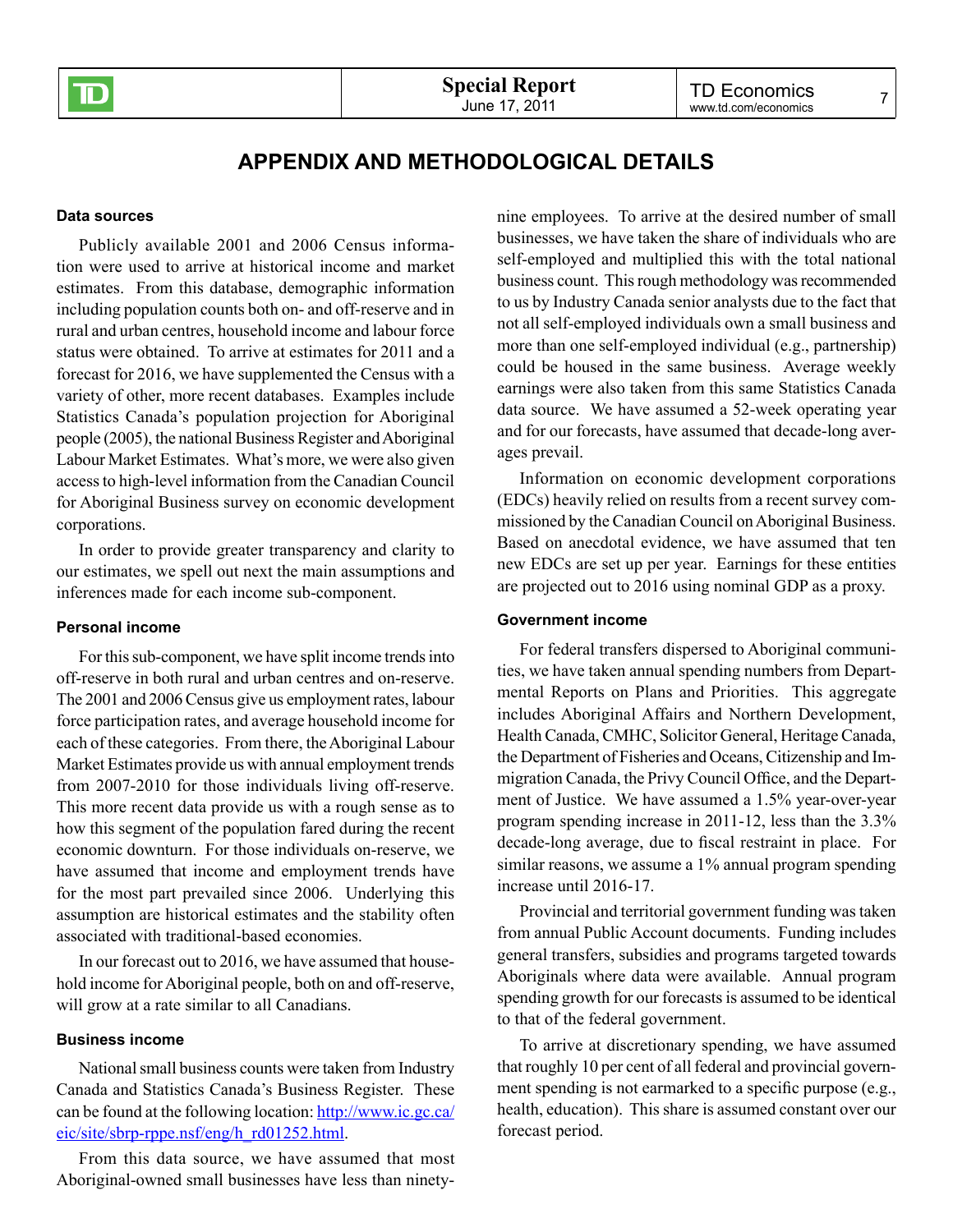# APPENDIX AND METHODOLOGICAL DETAILS

**Data sources**

Publicly available 2001 and 2006 Census information were used to arrive at historical income and market estimates. From this database, demographic information including population counts both on- and off-reserve and in rural and urban centres, household income and labour force status were obtained. To arrive at estimates for 2011 and a forecast for 2016, we have supplemented the Census with a variety of other, more recent databases. Examples include Statistics Canada's population projection for Aboriginal people (2005), the national Business Register and Aboriginal Labour Market Estimates. What's more, we were also given access to high-level information from the Canadian Council for Aboriginal Business survey on economic development corporations.

In order to provide greater transparency and clarity to our estimates, we spell out next the main assumptions and inferences made for each income sub-component.

**Personal income**

For this sub-component, we have split income trends into off-reserve in both rural and urban centres and on-reserve. The 2001 and 2006 Census give us employment rates, labour force participation rates, and average household income for each of these categories. From there, the Aboriginal Labour Market Estimates provide us with annual employment trends from 2007-2010 for those individuals living off-reserve. This more recent data provide us with a rough sense as to how this segment of the population fared during the recent economic downturn. For those individuals on-reserve, we have assumed that income and employment trends have for the most part prevailed since 2006. Underlying this assumption are historical estimates and the stability often associated with traditional-based economies.

In our forecast out to 2016, we have assumed that household income for Aboriginal people, both on and off-reserve, will grow at a rate similar to all Canadians.

**Business income**

National small business counts were taken from Industry Canada and Statistics Canada's Business Register. These can be found at the following location: [http://www.ic.gc.ca/eic/site/sbrp-rppe.nsf/eng/h_rd01252.html](http://www.ic.gc.ca/eic/site/sbrp-rppe.nsf/eng/h_rd01252.html).

From this data source, we have assumed that most Aboriginal-owned small businesses have less than ninety-nine employees. To arrive at the desired number of small businesses, we have taken the share of individuals who are self-employed and multiplied this with the total national business count. This rough methodology was recommended to us by Industry Canada senior analysts due to the fact that not all self-employed individuals own a small business and more than one self-employed individual (e.g., partnership) could be housed in the same business. Average weekly earnings were also taken from this same Statistics Canada data source. We have assumed a 52-week operating year and for our forecasts, have assumed that decade-long averages prevail.

Information on economic development corporations (EDCs) heavily relied on results from a recent survey commissioned by the Canadian Council on Aboriginal Business. Based on anecdotal evidence, we have assumed that ten new EDCs are set up per year. Earnings for these entities are projected out to 2016 using nominal GDP as a proxy.

**Government income**

For federal transfers dispersed to Aboriginal communities, we have taken annual spending numbers from Departmental Reports on Plans and Priorities. This aggregate includes Aboriginal Affairs and Northern Development, Health Canada, CMHC, Solicitor General, Heritage Canada, the Department of Fisheries and Oceans, Citizenship and Immigration Canada, the Privy Council Office, and the Department of Justice. We have assumed a 1.5% year-over-year program spending increase in 2011-12, less than the 3.3% decade-long average, due to fiscal restraint in place. For similar reasons, we assume a 1% annual program spending increase until 2016-17.

Provincial and territorial government funding was taken from annual Public Account documents. Funding includes general transfers, subsidies and programs targeted towards Aboriginals where data were available. Annual program spending growth for our forecasts is assumed to be identical to that of the federal government.

To arrive at discretionary spending, we have assumed that roughly 10 per cent of all federal and provincial government spending is not earmarked to a specific purpose (e.g., health, education). This share is assumed constant over our forecast period.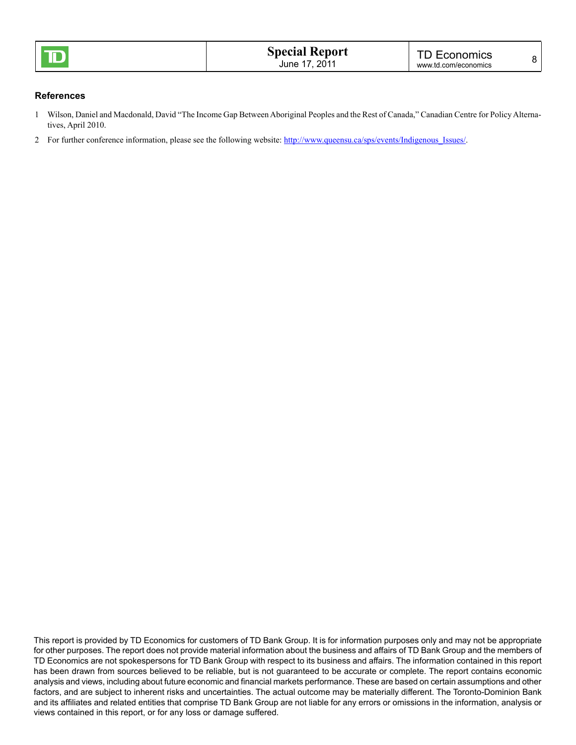### References

1. Wilson, Daniel and Macdonald, David "The Income Gap Between Aboriginal Peoples and the Rest of Canada," Canadian Centre for Policy Alternatives, April 2010.

2. For further conference information, please see the following website: http://www.queensu.ca/sps/events/Indigenous_Issues/.

This report is provided by TD Economics for customers of TD Bank Group. It is for information purposes only and may not be appropriate for other purposes. The report does not provide material information about the business and affairs of TD Bank Group and the members of TD Economics are not spokespersons for TD Bank Group with respect to its business and affairs. The information contained in this report has been drawn from sources believed to be reliable, but is not guaranteed to be accurate or complete. The report contains economic analysis and views, including about future economic and financial markets performance. These are based on certain assumptions and other factors, and are subject to inherent risks and uncertainties. The actual outcome may be materially different. The Toronto-Dominion Bank and its affiliates and related entities that comprise TD Bank Group are not liable for any errors or omissions in the information, analysis or views contained in this report, or for any loss or damage suffered.